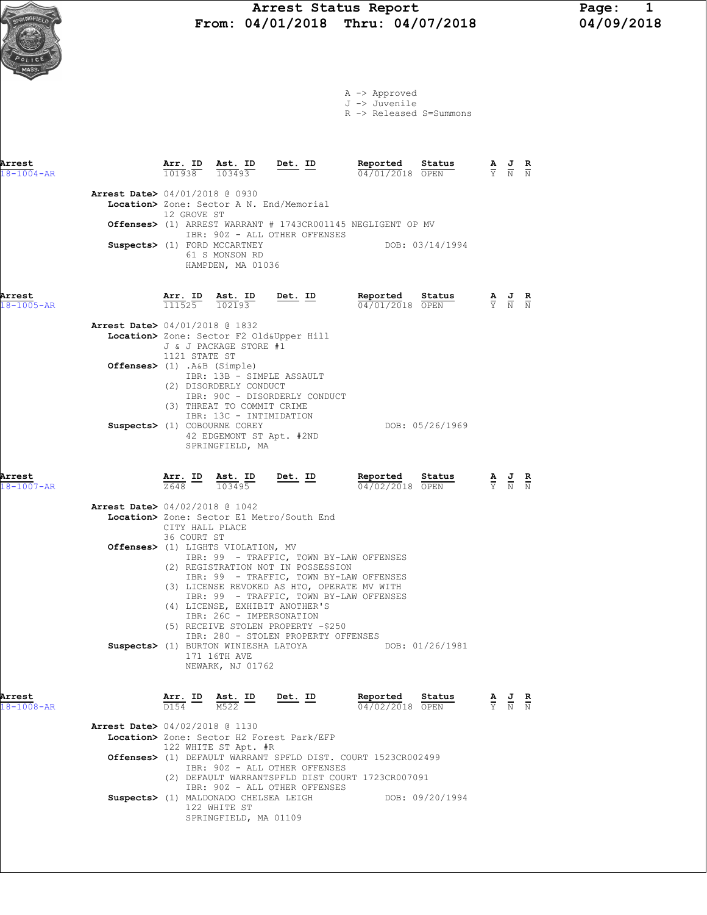# Arrest Status Report

**From: 04/01/2018 Thru: 04/07/2018**

04/09/2018

A -> Approved
J -> Juvenile
R -> Released S=Summons

---

| Arrest | Arr. ID | Ast. ID | Det. ID | Reported | Status | A | J | R |
|---|---|---|---|---|---|---|---|---|
| 18-1004-AR | 101938 | 103493 | | 04/01/2018 | OPEN | Y | N | N |

**Arrest Date>** 04/01/2018 @ 0930
**Location>** Zone: Sector A N. End/Memorial
12 GROVE ST
**Offenses>** (1) ARREST WARRANT # 1743CR001145 NEGLIGENT OP MV
IBR: 90Z - ALL OTHER OFFENSES
**Suspects>** (1) FORD MCCARTNEY — DOB: 03/14/1994
61 S MONSON RD
HAMPDEN, MA 01036

---

| Arrest | Arr. ID | Ast. ID | Det. ID | Reported | Status | A | J | R |
|---|---|---|---|---|---|---|---|---|
| 18-1005-AR | 111525 | 102193 | | 04/01/2018 | OPEN | Y | N | N |

**Arrest Date>** 04/01/2018 @ 1832
**Location>** Zone: Sector F2 Old&Upper Hill
J & J PACKAGE STORE #1
1121 STATE ST
**Offenses>** (1) .A&B (Simple)
IBR: 13B - SIMPLE ASSAULT
(2) DISORDERLY CONDUCT
IBR: 90C - DISORDERLY CONDUCT
(3) THREAT TO COMMIT CRIME
IBR: 13C - INTIMIDATION
**Suspects>** (1) COBOURNE COREY — DOB: 05/26/1969
42 EDGEMONT ST Apt. #2ND
SPRINGFIELD, MA

---

| Arrest | Arr. ID | Ast. ID | Det. ID | Reported | Status | A | J | R |
|---|---|---|---|---|---|---|---|---|
| 18-1007-AR | Z648 | 103495 | | 04/02/2018 | OPEN | Y | N | N |

**Arrest Date>** 04/02/2018 @ 1042
**Location>** Zone: Sector E1 Metro/South End
CITY HALL PLACE
36 COURT ST
**Offenses>** (1) LIGHTS VIOLATION, MV
IBR: 99 - TRAFFIC, TOWN BY-LAW OFFENSES
(2) REGISTRATION NOT IN POSSESSION
IBR: 99 - TRAFFIC, TOWN BY-LAW OFFENSES
(3) LICENSE REVOKED AS HTO, OPERATE MV WITH
IBR: 99 - TRAFFIC, TOWN BY-LAW OFFENSES
(4) LICENSE, EXHIBIT ANOTHER'S
IBR: 26C - IMPERSONATION
(5) RECEIVE STOLEN PROPERTY -$250
IBR: 280 - STOLEN PROPERTY OFFENSES
**Suspects>** (1) BURTON WINIESHA LATOYA — DOB: 01/26/1981
171 16TH AVE
NEWARK, NJ 01762

---

| Arrest | Arr. ID | Ast. ID | Det. ID | Reported | Status | A | J | R |
|---|---|---|---|---|---|---|---|---|
| 18-1008-AR | D154 | M522 | | 04/02/2018 | OPEN | Y | N | N |

**Arrest Date>** 04/02/2018 @ 1130
**Location>** Zone: Sector H2 Forest Park/EFP
122 WHITE ST Apt. #R
**Offenses>** (1) DEFAULT WARRANT SPFLD DIST. COURT 1523CR002499
IBR: 90Z - ALL OTHER OFFENSES
(2) DEFAULT WARRANTSPFLD DIST COURT 1723CR007091
IBR: 90Z - ALL OTHER OFFENSES
**Suspects>** (1) MALDONADO CHELSEA LEIGH — DOB: 09/20/1994
122 WHITE ST
SPRINGFIELD, MA 01109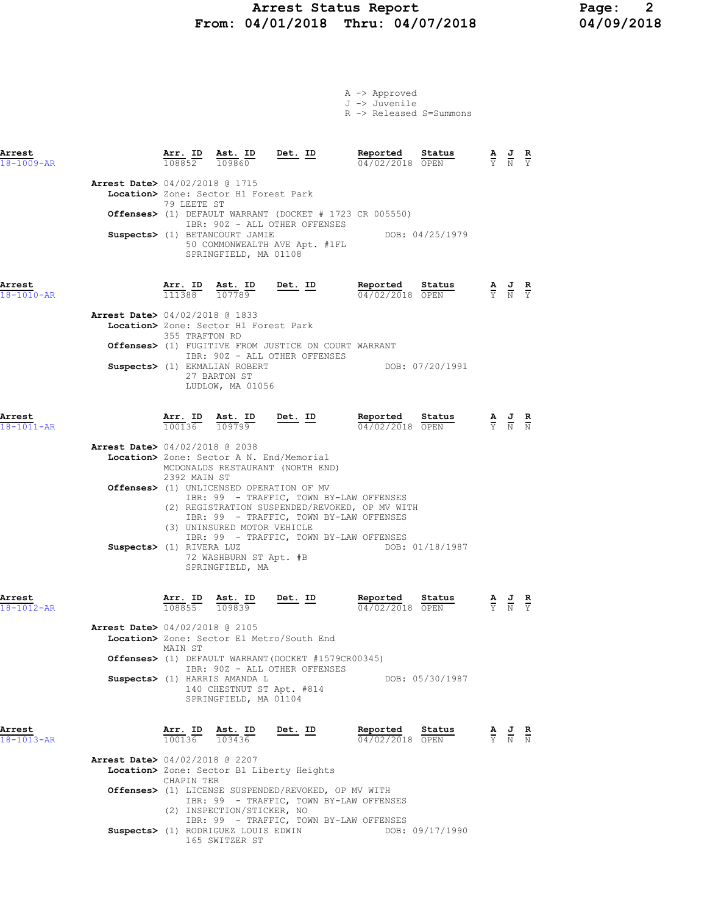A -> Approved
J -> Juvenile
R -> Released S=Summons

| Arrest | Arr. ID | Ast. ID | Det. ID | Reported | Status | A | J | R |
|---|---|---|---|---|---|---|---|---|
| 18-1009-AR | 108852 | 109860 | | 04/02/2018 | OPEN | Y | N | Y |

**Arrest Date>** 04/02/2018 @ 1715
**Location>** Zone: Sector H1 Forest Park
79 LEETE ST
**Offenses>** (1) DEFAULT WARRANT (DOCKET # 1723 CR 005550)
IBR: 90Z - ALL OTHER OFFENSES
**Suspects>** (1) BETANCOURT JAMIE DOB: 04/25/1979
50 COMMONWEALTH AVE Apt. #1FL
SPRINGFIELD, MA 01108

| Arrest | Arr. ID | Ast. ID | Det. ID | Reported | Status | A | J | R |
|---|---|---|---|---|---|---|---|---|
| 18-1010-AR | 111388 | 107789 | | 04/02/2018 | OPEN | Y | N | Y |

**Arrest Date>** 04/02/2018 @ 1833
**Location>** Zone: Sector H1 Forest Park
355 TRAFTON RD
**Offenses>** (1) FUGITIVE FROM JUSTICE ON COURT WARRANT
IBR: 90Z - ALL OTHER OFFENSES
**Suspects>** (1) EKMALIAN ROBERT DOB: 07/20/1991
27 BARTON ST
LUDLOW, MA 01056

| Arrest | Arr. ID | Ast. ID | Det. ID | Reported | Status | A | J | R |
|---|---|---|---|---|---|---|---|---|
| 18-1011-AR | 100136 | 109799 | | 04/02/2018 | OPEN | Y | N | N |

**Arrest Date>** 04/02/2018 @ 2038
**Location>** Zone: Sector A N. End/Memorial
MCDONALDS RESTAURANT (NORTH END)
2392 MAIN ST
**Offenses>** (1) UNLICENSED OPERATION OF MV
IBR: 99 - TRAFFIC, TOWN BY-LAW OFFENSES
(2) REGISTRATION SUSPENDED/REVOKED, OP MV WITH
IBR: 99 - TRAFFIC, TOWN BY-LAW OFFENSES
(3) UNINSURED MOTOR VEHICLE
IBR: 99 - TRAFFIC, TOWN BY-LAW OFFENSES
**Suspects>** (1) RIVERA LUZ DOB: 01/18/1987
72 WASHBURN ST Apt. #B
SPRINGFIELD, MA

| Arrest | Arr. ID | Ast. ID | Det. ID | Reported | Status | A | J | R |
|---|---|---|---|---|---|---|---|---|
| 18-1012-AR | 108855 | 109839 | | 04/02/2018 | OPEN | Y | N | Y |

**Arrest Date>** 04/02/2018 @ 2105
**Location>** Zone: Sector E1 Metro/South End
MAIN ST
**Offenses>** (1) DEFAULT WARRANT(DOCKET #1579CR00345)
IBR: 90Z - ALL OTHER OFFENSES
**Suspects>** (1) HARRIS AMANDA L DOB: 05/30/1987
140 CHESTNUT ST Apt. #814
SPRINGFIELD, MA 01104

| Arrest | Arr. ID | Ast. ID | Det. ID | Reported | Status | A | J | R |
|---|---|---|---|---|---|---|---|---|
| 18-1013-AR | 100136 | 103436 | | 04/02/2018 | OPEN | Y | N | N |

**Arrest Date>** 04/02/2018 @ 2207
**Location>** Zone: Sector B1 Liberty Heights
CHAPIN TER
**Offenses>** (1) LICENSE SUSPENDED/REVOKED, OP MV WITH
IBR: 99 - TRAFFIC, TOWN BY-LAW OFFENSES
(2) INSPECTION/STICKER, NO
IBR: 99 - TRAFFIC, TOWN BY-LAW OFFENSES
**Suspects>** (1) RODRIGUEZ LOUIS EDWIN DOB: 09/17/1990
165 SWITZER ST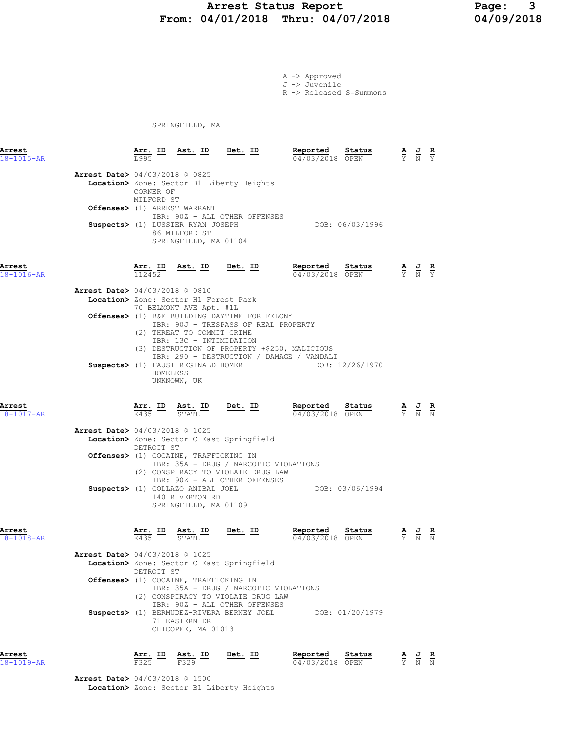A -> Approved
J -> Juvenile
R -> Released S=Summons

SPRINGFIELD, MA

| Arrest | Arr. ID | Ast. ID | Det. ID | Reported | Status | A | J | R |
|---|---|---|---|---|---|---|---|---|
| 18-1015-AR | L995 | | | 04/03/2018 | OPEN | Y | N | Y |

**Arrest Date>** 04/03/2018 @ 0825
**Location>** Zone: Sector B1 Liberty Heights
CORNER OF
MILFORD ST
**Offenses>** (1) ARREST WARRANT
IBR: 90Z - ALL OTHER OFFENSES
**Suspects>** (1) LUSSIER RYAN JOSEPH DOB: 06/03/1996
86 MILFORD ST
SPRINGFIELD, MA 01104

| Arrest | Arr. ID | Ast. ID | Det. ID | Reported | Status | A | J | R |
|---|---|---|---|---|---|---|---|---|
| 18-1016-AR | 112452 | | | 04/03/2018 | OPEN | Y | N | Y |

**Arrest Date>** 04/03/2018 @ 0810
**Location>** Zone: Sector H1 Forest Park
70 BELMONT AVE Apt. #1L
**Offenses>** (1) B&E BUILDING DAYTIME FOR FELONY
IBR: 90J - TRESPASS OF REAL PROPERTY
(2) THREAT TO COMMIT CRIME
IBR: 13C - INTIMIDATION
(3) DESTRUCTION OF PROPERTY +$250, MALICIOUS
IBR: 290 - DESTRUCTION / DAMAGE / VANDALI
**Suspects>** (1) FAUST REGINALD HOMER DOB: 12/26/1970
HOMELESS
UNKNOWN, UK

| Arrest | Arr. ID | Ast. ID | Det. ID | Reported | Status | A | J | R |
|---|---|---|---|---|---|---|---|---|
| 18-1017-AR | K435 | STATE | | 04/03/2018 | OPEN | Y | N | N |

**Arrest Date>** 04/03/2018 @ 1025
**Location>** Zone: Sector C East Springfield
DETROIT ST
**Offenses>** (1) COCAINE, TRAFFICKING IN
IBR: 35A - DRUG / NARCOTIC VIOLATIONS
(2) CONSPIRACY TO VIOLATE DRUG LAW
IBR: 90Z - ALL OTHER OFFENSES
**Suspects>** (1) COLLAZO ANIBAL JOEL DOB: 03/06/1994
140 RIVERTON RD
SPRINGFIELD, MA 01109

| Arrest | Arr. ID | Ast. ID | Det. ID | Reported | Status | A | J | R |
|---|---|---|---|---|---|---|---|---|
| 18-1018-AR | K435 | STATE | | 04/03/2018 | OPEN | Y | N | N |

**Arrest Date>** 04/03/2018 @ 1025
**Location>** Zone: Sector C East Springfield
DETROIT ST
**Offenses>** (1) COCAINE, TRAFFICKING IN
IBR: 35A - DRUG / NARCOTIC VIOLATIONS
(2) CONSPIRACY TO VIOLATE DRUG LAW
IBR: 90Z - ALL OTHER OFFENSES
**Suspects>** (1) BERMUDEZ-RIVERA BERNEY JOEL DOB: 01/20/1979
71 EASTERN DR
CHICOPEE, MA 01013

| Arrest | Arr. ID | Ast. ID | Det. ID | Reported | Status | A | J | R |
|---|---|---|---|---|---|---|---|---|
| 18-1019-AR | F325 | F329 | | 04/03/2018 | OPEN | Y | N | N |

**Arrest Date>** 04/03/2018 @ 1500
**Location>** Zone: Sector B1 Liberty Heights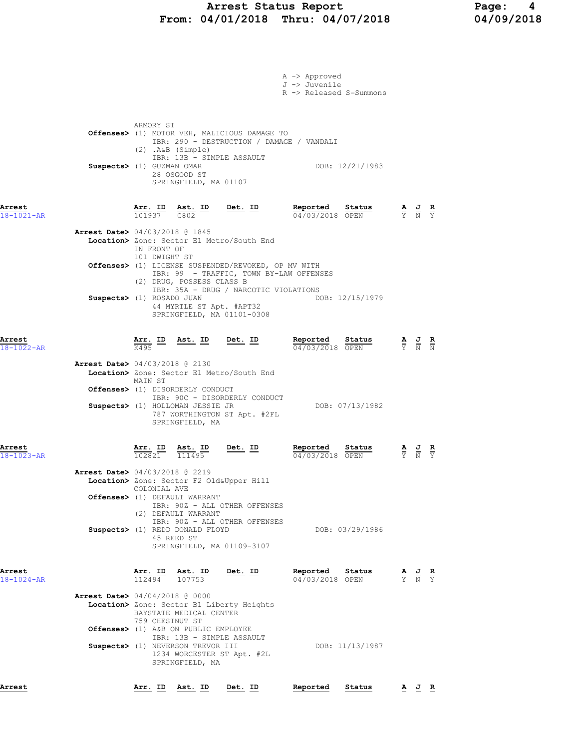A -> Approved
J -> Juvenile
R -> Released S=Summons

ARMORY ST

**Offenses>** (1) MOTOR VEH, MALICIOUS DAMAGE TO
IBR: 290 - DESTRUCTION / DAMAGE / VANDALI
(2) .A&B (Simple)
IBR: 13B - SIMPLE ASSAULT

**Suspects>** (1) GUZMAN OMAR DOB: 12/21/1983
28 OSGOOD ST
SPRINGFIELD, MA 01107

| Arrest | Arr. ID | Ast. ID | Det. ID | Reported | Status | A | J | R |
|---|---|---|---|---|---|---|---|---|
| 18-1021-AR | 101937 | C802 | | 04/03/2018 | OPEN | Y | N | Y |

**Arrest Date>** 04/03/2018 @ 1845

**Location>** Zone: Sector E1 Metro/South End
IN FRONT OF
101 DWIGHT ST

**Offenses>** (1) LICENSE SUSPENDED/REVOKED, OP MV WITH
IBR: 99 - TRAFFIC, TOWN BY-LAW OFFENSES
(2) DRUG, POSSESS CLASS B
IBR: 35A - DRUG / NARCOTIC VIOLATIONS

**Suspects>** (1) ROSADO JUAN DOB: 12/15/1979
44 MYRTLE ST Apt. #APT32
SPRINGFIELD, MA 01101-0308

| Arrest | Arr. ID | Ast. ID | Det. ID | Reported | Status | A | J | R |
|---|---|---|---|---|---|---|---|---|
| 18-1022-AR | K495 | | | 04/03/2018 | OPEN | Y | N | N |

**Arrest Date>** 04/03/2018 @ 2130

**Location>** Zone: Sector E1 Metro/South End
MAIN ST

**Offenses>** (1) DISORDERLY CONDUCT
IBR: 90C - DISORDERLY CONDUCT

**Suspects>** (1) HOLLOMAN JESSIE JR DOB: 07/13/1982
787 WORTHINGTON ST Apt. #2FL
SPRINGFIELD, MA

| Arrest | Arr. ID | Ast. ID | Det. ID | Reported | Status | A | J | R |
|---|---|---|---|---|---|---|---|---|
| 18-1023-AR | 102821 | 111495 | | 04/03/2018 | OPEN | Y | N | Y |

**Arrest Date>** 04/03/2018 @ 2219

**Location>** Zone: Sector F2 Old&Upper Hill
COLONIAL AVE

**Offenses>** (1) DEFAULT WARRANT
IBR: 90Z - ALL OTHER OFFENSES
(2) DEFAULT WARRANT
IBR: 90Z - ALL OTHER OFFENSES

**Suspects>** (1) REDD DONALD FLOYD DOB: 03/29/1986
45 REED ST
SPRINGFIELD, MA 01109-3107

| Arrest | Arr. ID | Ast. ID | Det. ID | Reported | Status | A | J | R |
|---|---|---|---|---|---|---|---|---|
| 18-1024-AR | 112494 | 107753 | | 04/03/2018 | OPEN | Y | N | Y |

**Arrest Date>** 04/04/2018 @ 0000

**Location>** Zone: Sector B1 Liberty Heights
BAYSTATE MEDICAL CENTER
759 CHESTNUT ST

**Offenses>** (1) A&B ON PUBLIC EMPLOYEE
IBR: 13B - SIMPLE ASSAULT

**Suspects>** (1) NEVERSON TREVOR III DOB: 11/13/1987
1234 WORCESTER ST Apt. #2L
SPRINGFIELD, MA

| Arrest | Arr. ID | Ast. ID | Det. ID | Reported | Status | A | J | R |
|---|---|---|---|---|---|---|---|---|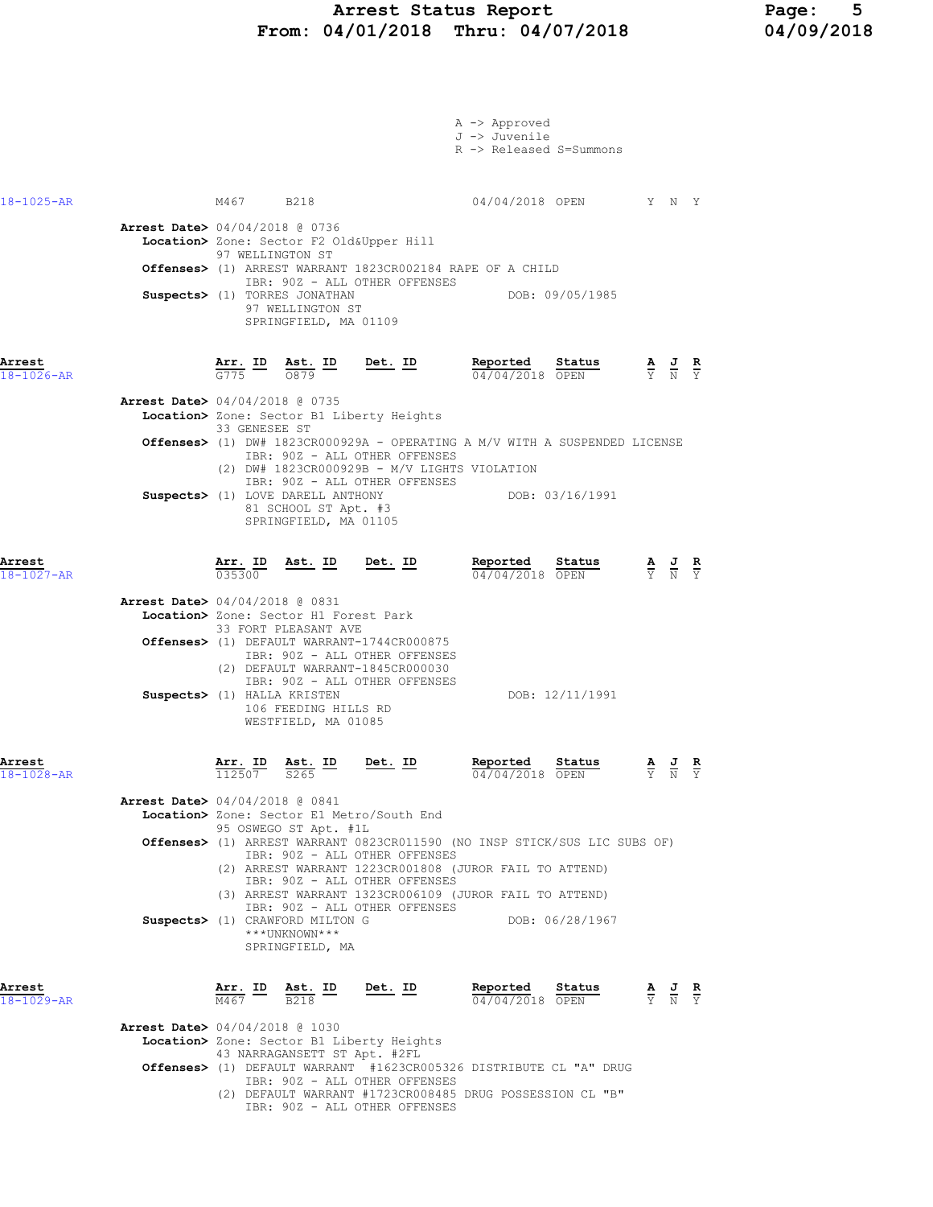A -> Approved
J -> Juvenile
R -> Released S=Summons

18-1025-AR M467 B218 04/04/2018 OPEN Y N Y

**Arrest Date>** 04/04/2018 @ 0736
**Location>** Zone: Sector F2 Old&Upper Hill
97 WELLINGTON ST
**Offenses>** (1) ARREST WARRANT 1823CR002184 RAPE OF A CHILD
IBR: 90Z - ALL OTHER OFFENSES
**Suspects>** (1) TORRES JONATHAN DOB: 09/05/1985
97 WELLINGTON ST
SPRINGFIELD, MA 01109

| Arrest | Arr. ID | Ast. ID | Det. ID | Reported | Status | A | J | R |
|---|---|---|---|---|---|---|---|---|
| 18-1026-AR | G775 | O879 | | 04/04/2018 | OPEN | Y | N | Y |

**Arrest Date>** 04/04/2018 @ 0735
**Location>** Zone: Sector B1 Liberty Heights
33 GENESEE ST
**Offenses>** (1) DW# 1823CR000929A - OPERATING A M/V WITH A SUSPENDED LICENSE
IBR: 90Z - ALL OTHER OFFENSES
(2) DW# 1823CR000929B - M/V LIGHTS VIOLATION
IBR: 90Z - ALL OTHER OFFENSES
**Suspects>** (1) LOVE DARELL ANTHONY DOB: 03/16/1991
81 SCHOOL ST Apt. #3
SPRINGFIELD, MA 01105

| Arrest | Arr. ID | Ast. ID | Det. ID | Reported | Status | A | J | R |
|---|---|---|---|---|---|---|---|---|
| 18-1027-AR | 035300 | | | 04/04/2018 | OPEN | Y | N | Y |

**Arrest Date>** 04/04/2018 @ 0831
**Location>** Zone: Sector H1 Forest Park
33 FORT PLEASANT AVE
**Offenses>** (1) DEFAULT WARRANT-1744CR000875
IBR: 90Z - ALL OTHER OFFENSES
(2) DEFAULT WARRANT-1845CR000030
IBR: 90Z - ALL OTHER OFFENSES
**Suspects>** (1) HALLA KRISTEN DOB: 12/11/1991
106 FEEDING HILLS RD
WESTFIELD, MA 01085

| Arrest | Arr. ID | Ast. ID | Det. ID | Reported | Status | A | J | R |
|---|---|---|---|---|---|---|---|---|
| 18-1028-AR | 112507 | S265 | | 04/04/2018 | OPEN | Y | N | Y |

**Arrest Date>** 04/04/2018 @ 0841
**Location>** Zone: Sector E1 Metro/South End
95 OSWEGO ST Apt. #1L
**Offenses>** (1) ARREST WARRANT 0823CR011590 (NO INSP STICK/SUS LIC SUBS OF)
IBR: 90Z - ALL OTHER OFFENSES
(2) ARREST WARRANT 1223CR001808 (JUROR FAIL TO ATTEND)
IBR: 90Z - ALL OTHER OFFENSES
(3) ARREST WARRANT 1323CR006109 (JUROR FAIL TO ATTEND)
IBR: 90Z - ALL OTHER OFFENSES
**Suspects>** (1) CRAWFORD MILTON G DOB: 06/28/1967
***UNKNOWN***
SPRINGFIELD, MA

| Arrest | Arr. ID | Ast. ID | Det. ID | Reported | Status | A | J | R |
|---|---|---|---|---|---|---|---|---|
| 18-1029-AR | M467 | B218 | | 04/04/2018 | OPEN | Y | N | Y |

**Arrest Date>** 04/04/2018 @ 1030
**Location>** Zone: Sector B1 Liberty Heights
43 NARRAGANSETT ST Apt. #2FL
**Offenses>** (1) DEFAULT WARRANT #1623CR005326 DISTRIBUTE CL "A" DRUG
IBR: 90Z - ALL OTHER OFFENSES
(2) DEFAULT WARRANT #1723CR008485 DRUG POSSESSION CL "B"
IBR: 90Z - ALL OTHER OFFENSES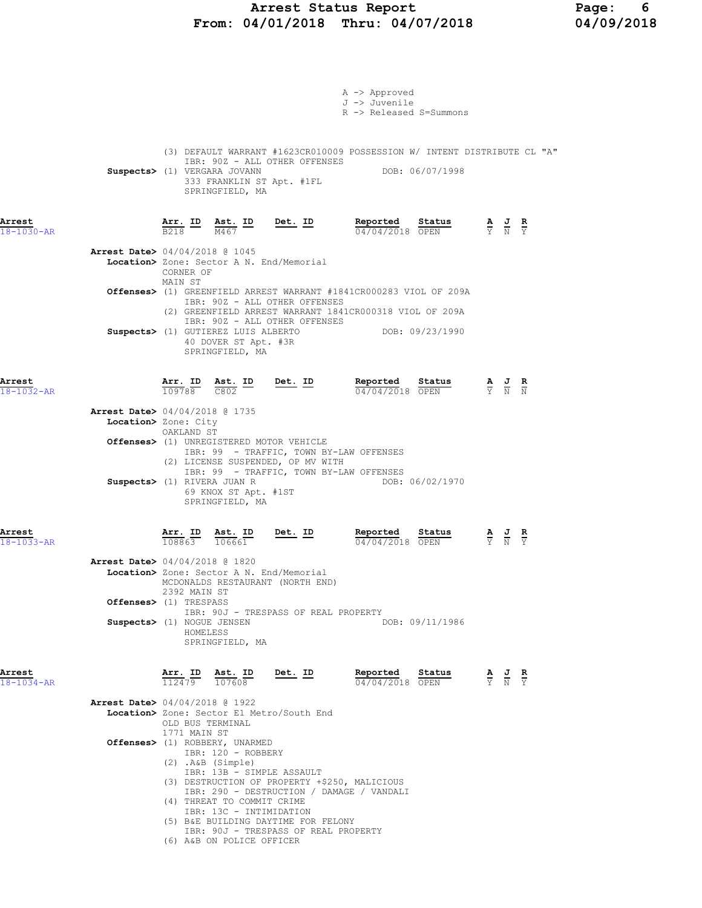A -> Approved
J -> Juvenile
R -> Released S=Summons

(3) DEFAULT WARRANT #1623CR010009 POSSESSION W/ INTENT DISTRIBUTE CL "A"
IBR: 90Z - ALL OTHER OFFENSES

**Suspects>** (1) VERGARA JOVANN DOB: 06/07/1998
333 FRANKLIN ST Apt. #1FL
SPRINGFIELD, MA

## Arrest 18-1030-AR

| Arr. ID | Ast. ID | Det. ID | Reported | Status | A | J | R |
|---|---|---|---|---|---|---|---|
| B218 | M467 | | 04/04/2018 | OPEN | Y | N | Y |

**Arrest Date>** 04/04/2018 @ 1045
**Location>** Zone: Sector A N. End/Memorial
CORNER OF
MAIN ST
**Offenses>** (1) GREENFIELD ARREST WARRANT #1841CR000283 VIOL OF 209A
IBR: 90Z - ALL OTHER OFFENSES
(2) GREENFIELD ARREST WARRANT 1841CR000318 VIOL OF 209A
IBR: 90Z - ALL OTHER OFFENSES
**Suspects>** (1) GUTIERREZ LUIS ALBERTO DOB: 09/23/1990
40 DOVER ST Apt. #3R
SPRINGFIELD, MA

## Arrest 18-1032-AR

| Arr. ID | Ast. ID | Det. ID | Reported | Status | A | J | R |
|---|---|---|---|---|---|---|---|
| 109788 | C802 | | 04/04/2018 | OPEN | Y | N | N |

**Arrest Date>** 04/04/2018 @ 1735
**Location>** Zone: City
OAKLAND ST
**Offenses>** (1) UNREGISTERED MOTOR VEHICLE
IBR: 99 - TRAFFIC, TOWN BY-LAW OFFENSES
(2) LICENSE SUSPENDED, OP MV WITH
IBR: 99 - TRAFFIC, TOWN BY-LAW OFFENSES
**Suspects>** (1) RIVERA JUAN R DOB: 06/02/1970
69 KNOX ST Apt. #1ST
SPRINGFIELD, MA

## Arrest 18-1033-AR

| Arr. ID | Ast. ID | Det. ID | Reported | Status | A | J | R |
|---|---|---|---|---|---|---|---|
| 108863 | 106661 | | 04/04/2018 | OPEN | Y | N | Y |

**Arrest Date>** 04/04/2018 @ 1820
**Location>** Zone: Sector A N. End/Memorial
MCDONALDS RESTAURANT (NORTH END)
2392 MAIN ST
**Offenses>** (1) TRESPASS
IBR: 90J - TRESPASS OF REAL PROPERTY
**Suspects>** (1) NOGUE JENSEN DOB: 09/11/1986
HOMELESS
SPRINGFIELD, MA

## Arrest 18-1034-AR

| Arr. ID | Ast. ID | Det. ID | Reported | Status | A | J | R |
|---|---|---|---|---|---|---|---|
| 112479 | 107608 | | 04/04/2018 | OPEN | Y | N | Y |

**Arrest Date>** 04/04/2018 @ 1922
**Location>** Zone: Sector E1 Metro/South End
OLD BUS TERMINAL
1771 MAIN ST
**Offenses>** (1) ROBBERY, UNARMED
IBR: 120 - ROBBERY
(2) .A&B (Simple)
IBR: 13B - SIMPLE ASSAULT
(3) DESTRUCTION OF PROPERTY +$250, MALICIOUS
IBR: 290 - DESTRUCTION / DAMAGE / VANDALI
(4) THREAT TO COMMIT CRIME
IBR: 13C - INTIMIDATION
(5) B&E BUILDING DAYTIME FOR FELONY
IBR: 90J - TRESPASS OF REAL PROPERTY
(6) A&B ON POLICE OFFICER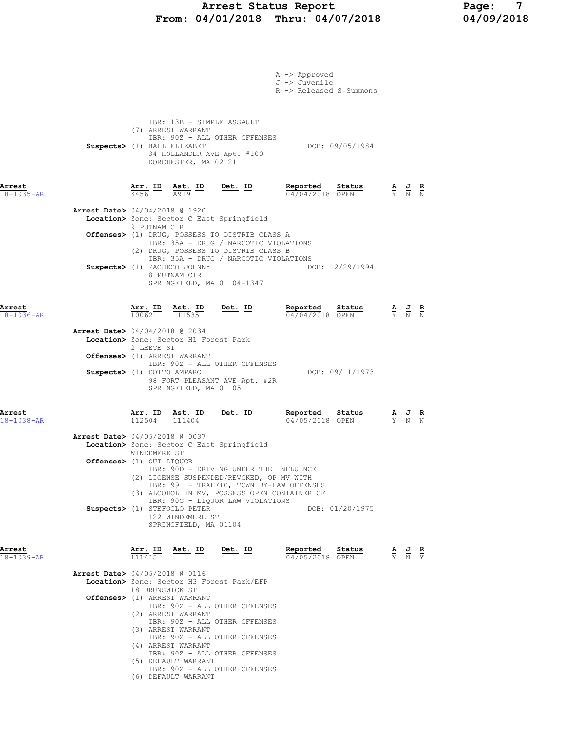A -> Approved
J -> Juvenile
R -> Released S=Summons

IBR: 13B - SIMPLE ASSAULT
(7) ARREST WARRANT
IBR: 90Z - ALL OTHER OFFENSES

**Suspects>** (1) HALL ELIZABETH DOB: 09/05/1984
34 HOLLANDER AVE Apt. #100
DORCHESTER, MA 02121

---

| Arrest | Arr. ID | Ast. ID | Det. ID | Reported | Status | A | J | R |
|---|---|---|---|---|---|---|---|---|
| 18-1035-AR | K456 | A919 | | 04/04/2018 | OPEN | Y | N | N |

**Arrest Date>** 04/04/2018 @ 1920
**Location>** Zone: Sector C East Springfield
9 PUTNAM CIR
**Offenses>** (1) DRUG, POSSESS TO DISTRIB CLASS A
IBR: 35A - DRUG / NARCOTIC VIOLATIONS
(2) DRUG, POSSESS TO DISTRIB CLASS B
IBR: 35A - DRUG / NARCOTIC VIOLATIONS
**Suspects>** (1) PACHECO JOHNNY DOB: 12/29/1994
8 PUTNAM CIR
SPRINGFIELD, MA 01104-1347

---

| Arrest | Arr. ID | Ast. ID | Det. ID | Reported | Status | A | J | R |
|---|---|---|---|---|---|---|---|---|
| 18-1036-AR | 100621 | 111535 | | 04/04/2018 | OPEN | Y | N | N |

**Arrest Date>** 04/04/2018 @ 2034
**Location>** Zone: Sector H1 Forest Park
2 LEETE ST
**Offenses>** (1) ARREST WARRANT
IBR: 90Z - ALL OTHER OFFENSES
**Suspects>** (1) COTTO AMPARO DOB: 09/11/1973
98 FORT PLEASANT AVE Apt. #2R
SPRINGFIELD, MA 01105

---

| Arrest | Arr. ID | Ast. ID | Det. ID | Reported | Status | A | J | R |
|---|---|---|---|---|---|---|---|---|
| 18-1038-AR | 112504 | 111404 | | 04/05/2018 | OPEN | Y | N | N |

**Arrest Date>** 04/05/2018 @ 0037
**Location>** Zone: Sector C East Springfield
WINDEMERE ST
**Offenses>** (1) OUI LIQUOR
IBR: 90D - DRIVING UNDER THE INFLUENCE
(2) LICENSE SUSPENDED/REVOKED, OP MV WITH
IBR: 99 - TRAFFIC, TOWN BY-LAW OFFENSES
(3) ALCOHOL IN MV, POSSESS OPEN CONTAINER OF
IBR: 90G - LIQUOR LAW VIOLATIONS
**Suspects>** (1) STEFOGLO PETER DOB: 01/20/1975
122 WINDEMERE ST
SPRINGFIELD, MA 01104

---

| Arrest | Arr. ID | Ast. ID | Det. ID | Reported | Status | A | J | R |
|---|---|---|---|---|---|---|---|---|
| 18-1039-AR | 111415 | | | 04/05/2018 | OPEN | Y | N | Y |

**Arrest Date>** 04/05/2018 @ 0116
**Location>** Zone: Sector H3 Forest Park/EFP
18 BRUNSWICK ST
**Offenses>** (1) ARREST WARRANT
IBR: 90Z - ALL OTHER OFFENSES
(2) ARREST WARRANT
IBR: 90Z - ALL OTHER OFFENSES
(3) ARREST WARRANT
IBR: 90Z - ALL OTHER OFFENSES
(4) ARREST WARRANT
IBR: 90Z - ALL OTHER OFFENSES
(5) DEFAULT WARRANT
IBR: 90Z - ALL OTHER OFFENSES
(6) DEFAULT WARRANT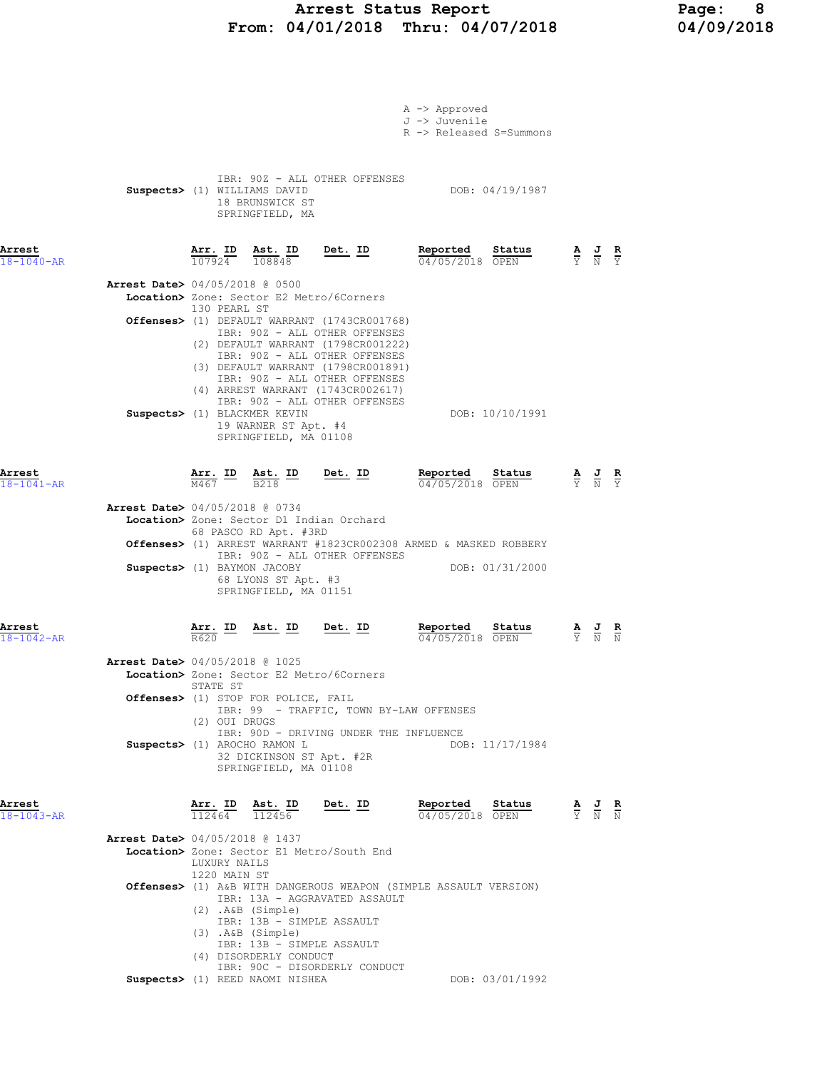A -> Approved
J -> Juvenile
R -> Released S=Summons

IBR: 90Z - ALL OTHER OFFENSES
**Suspects>** (1) WILLIAMS DAVID DOB: 04/19/1987
18 BRUNSWICK ST
SPRINGFIELD, MA

**Arrest** 18-1040-AR

| Arr. ID | Ast. ID | Det. ID | Reported | Status | A | J | R |
|---|---|---|---|---|---|---|---|
| 107924 | 108848 | | 04/05/2018 | OPEN | Y | N | Y |

**Arrest Date>** 04/05/2018 @ 0500
**Location>** Zone: Sector E2 Metro/6Corners
130 PEARL ST
**Offenses>** (1) DEFAULT WARRANT (1743CR001768)
IBR: 90Z - ALL OTHER OFFENSES
(2) DEFAULT WARRANT (1798CR001222)
IBR: 90Z - ALL OTHER OFFENSES
(3) DEFAULT WARRANT (1798CR001891)
IBR: 90Z - ALL OTHER OFFENSES
(4) ARREST WARRANT (1743CR002617)
IBR: 90Z - ALL OTHER OFFENSES
**Suspects>** (1) BLACKMER KEVIN DOB: 10/10/1991
19 WARNER ST Apt. #4
SPRINGFIELD, MA 01108

**Arrest** 18-1041-AR

| Arr. ID | Ast. ID | Det. ID | Reported | Status | A | J | R |
|---|---|---|---|---|---|---|---|
| M467 | B218 | | 04/05/2018 | OPEN | Y | N | Y |

**Arrest Date>** 04/05/2018 @ 0734
**Location>** Zone: Sector D1 Indian Orchard
68 PASCO RD Apt. #3RD
**Offenses>** (1) ARREST WARRANT #1823CR002308 ARMED & MASKED ROBBERY
IBR: 90Z - ALL OTHER OFFENSES
**Suspects>** (1) BAYMON JACOBY DOB: 01/31/2000
68 LYONS ST Apt. #3
SPRINGFIELD, MA 01151

**Arrest** 18-1042-AR

| Arr. ID | Ast. ID | Det. ID | Reported | Status | A | J | R |
|---|---|---|---|---|---|---|---|
| R620 | | | 04/05/2018 | OPEN | Y | N | N |

**Arrest Date>** 04/05/2018 @ 1025
**Location>** Zone: Sector E2 Metro/6Corners
STATE ST
**Offenses>** (1) STOP FOR POLICE, FAIL
IBR: 99 - TRAFFIC, TOWN BY-LAW OFFENSES
(2) OUI DRUGS
IBR: 90D - DRIVING UNDER THE INFLUENCE
**Suspects>** (1) AROCHO RAMON L DOB: 11/17/1984
32 DICKINSON ST Apt. #2R
SPRINGFIELD, MA 01108

**Arrest** 18-1043-AR

| Arr. ID | Ast. ID | Det. ID | Reported | Status | A | J | R |
|---|---|---|---|---|---|---|---|
| 112464 | 112456 | | 04/05/2018 | OPEN | Y | N | N |

**Arrest Date>** 04/05/2018 @ 1437
**Location>** Zone: Sector E1 Metro/South End
LUXURY NAILS
1220 MAIN ST
**Offenses>** (1) A&B WITH DANGEROUS WEAPON (SIMPLE ASSAULT VERSION)
IBR: 13A - AGGRAVATED ASSAULT
(2) .A&B (Simple)
IBR: 13B - SIMPLE ASSAULT
(3) .A&B (Simple)
IBR: 13B - SIMPLE ASSAULT
(4) DISORDERLY CONDUCT
IBR: 90C - DISORDERLY CONDUCT
**Suspects>** (1) REED NAOMI NISHEA DOB: 03/01/1992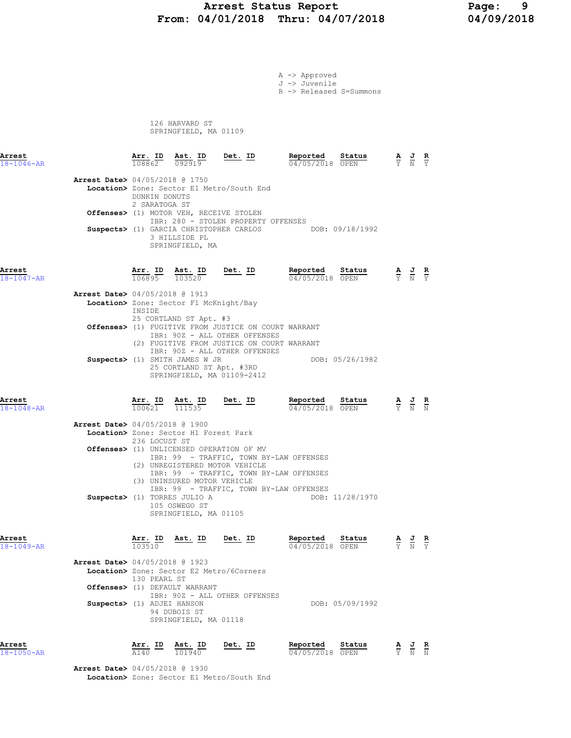A -> Approved
J -> Juvenile
R -> Released S=Summons

126 HARVARD ST
SPRINGFIELD, MA 01109

| Arrest | Arr. ID | Ast. ID | Det. ID | Reported | Status | A | J | R |
|---|---|---|---|---|---|---|---|---|
| 18-1046-AR | 108862 | 092919 | | 04/05/2018 | OPEN | Y | N | Y |

**Arrest Date>** 04/05/2018 @ 1750
**Location>** Zone: Sector E1 Metro/South End
DUNKIN DONUTS
2 SARATOGA ST
**Offenses>** (1) MOTOR VEH, RECEIVE STOLEN
IBR: 280 - STOLEN PROPERTY OFFENSES
**Suspects>** (1) GARCIA CHRISTOPHER CARLOS DOB: 09/18/1992
3 HILLSIDE PL
SPRINGFIELD, MA

| Arrest | Arr. ID | Ast. ID | Det. ID | Reported | Status | A | J | R |
|---|---|---|---|---|---|---|---|---|
| 18-1047-AR | 106895 | 103520 | | 04/05/2018 | OPEN | Y | N | Y |

**Arrest Date>** 04/05/2018 @ 1913
**Location>** Zone: Sector F1 McKnight/Bay
INSIDE
25 CORTLAND ST Apt. #3
**Offenses>** (1) FUGITIVE FROM JUSTICE ON COURT WARRANT
IBR: 90Z - ALL OTHER OFFENSES
(2) FUGITIVE FROM JUSTICE ON COURT WARRANT
IBR: 90Z - ALL OTHER OFFENSES
**Suspects>** (1) SMITH JAMES W JR DOB: 05/26/1982
25 CORTLAND ST Apt. #3RD
SPRINGFIELD, MA 01109-2412

| Arrest | Arr. ID | Ast. ID | Det. ID | Reported | Status | A | J | R |
|---|---|---|---|---|---|---|---|---|
| 18-1048-AR | 100621 | 111535 | | 04/05/2018 | OPEN | Y | N | N |

**Arrest Date>** 04/05/2018 @ 1900
**Location>** Zone: Sector H1 Forest Park
236 LOCUST ST
**Offenses>** (1) UNLICENSED OPERATION OF MV
IBR: 99 - TRAFFIC, TOWN BY-LAW OFFENSES
(2) UNREGISTERED MOTOR VEHICLE
IBR: 99 - TRAFFIC, TOWN BY-LAW OFFENSES
(3) UNINSURED MOTOR VEHICLE
IBR: 99 - TRAFFIC, TOWN BY-LAW OFFENSES
**Suspects>** (1) TORRES JULIO A DOB: 11/28/1970
105 OSWEGO ST
SPRINGFIELD, MA 01105

| Arrest | Arr. ID | Ast. ID | Det. ID | Reported | Status | A | J | R |
|---|---|---|---|---|---|---|---|---|
| 18-1049-AR | 103510 | | | 04/05/2018 | OPEN | Y | N | Y |

**Arrest Date>** 04/05/2018 @ 1923
**Location>** Zone: Sector E2 Metro/6Corners
130 PEARL ST
**Offenses>** (1) DEFAULT WARRANT
IBR: 90Z - ALL OTHER OFFENSES
**Suspects>** (1) ADJEI HANSON DOB: 05/09/1992
94 DUBOIS ST
SPRINGFIELD, MA 01118

| Arrest | Arr. ID | Ast. ID | Det. ID | Reported | Status | A | J | R |
|---|---|---|---|---|---|---|---|---|
| 18-1050-AR | A140 | 101940 | | 04/05/2018 | OPEN | Y | N | N |

**Arrest Date>** 04/05/2018 @ 1930
**Location>** Zone: Sector E1 Metro/South End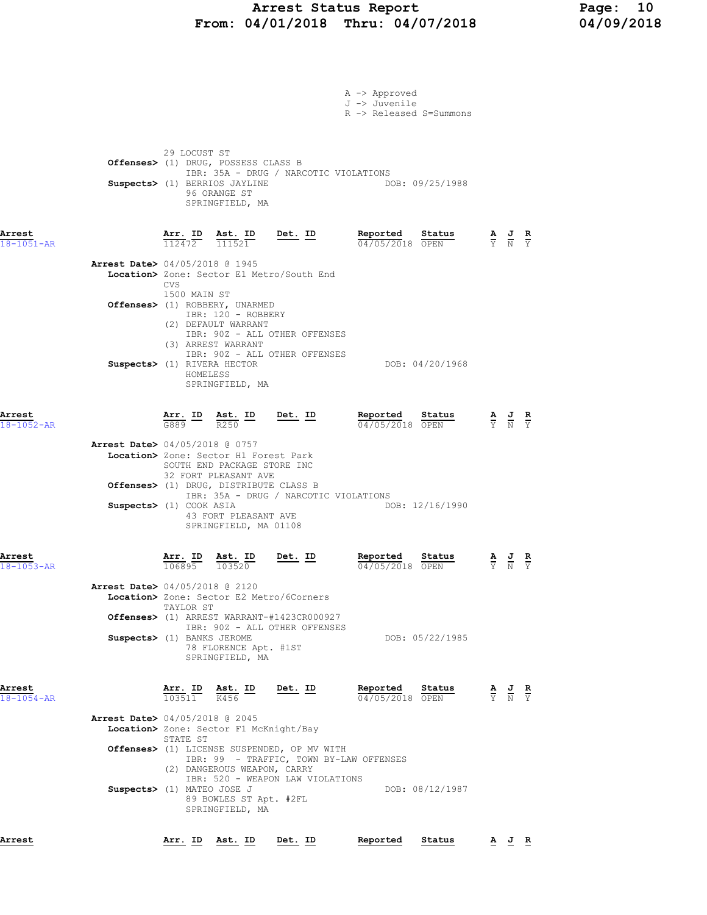A -> Approved
J -> Juvenile
R -> Released S=Summons

29 LOCUST ST
**Offenses>** (1) DRUG, POSSESS CLASS B
IBR: 35A - DRUG / NARCOTIC VIOLATIONS
**Suspects>** (1) BERRIOS JAYLINE DOB: 09/25/1988
96 ORANGE ST
SPRINGFIELD, MA

| Arrest | Arr. ID | Ast. ID | Det. ID | Reported | Status | A | J | R |
|---|---|---|---|---|---|---|---|---|
| 18-1051-AR | 112472 | 111521 | | 04/05/2018 | OPEN | Y | N | Y |

**Arrest Date>** 04/05/2018 @ 1945
**Location>** Zone: Sector E1 Metro/South End
CVS
1500 MAIN ST
**Offenses>** (1) ROBBERY, UNARMED
IBR: 120 - ROBBERY
(2) DEFAULT WARRANT
IBR: 90Z - ALL OTHER OFFENSES
(3) ARREST WARRANT
IBR: 90Z - ALL OTHER OFFENSES
**Suspects>** (1) RIVERA HECTOR DOB: 04/20/1968
HOMELESS
SPRINGFIELD, MA

| Arrest | Arr. ID | Ast. ID | Det. ID | Reported | Status | A | J | R |
|---|---|---|---|---|---|---|---|---|
| 18-1052-AR | G889 | R250 | | 04/05/2018 | OPEN | Y | N | Y |

**Arrest Date>** 04/05/2018 @ 0757
**Location>** Zone: Sector H1 Forest Park
SOUTH END PACKAGE STORE INC
32 FORT PLEASANT AVE
**Offenses>** (1) DRUG, DISTRIBUTE CLASS B
IBR: 35A - DRUG / NARCOTIC VIOLATIONS
**Suspects>** (1) COOK ASIA DOB: 12/16/1990
43 FORT PLEASANT AVE
SPRINGFIELD, MA 01108

| Arrest | Arr. ID | Ast. ID | Det. ID | Reported | Status | A | J | R |
|---|---|---|---|---|---|---|---|---|
| 18-1053-AR | 106895 | 103520 | | 04/05/2018 | OPEN | Y | N | Y |

**Arrest Date>** 04/05/2018 @ 2120
**Location>** Zone: Sector E2 Metro/6Corners
TAYLOR ST
**Offenses>** (1) ARREST WARRANT-#1423CR000927
IBR: 90Z - ALL OTHER OFFENSES
**Suspects>** (1) BANKS JEROME DOB: 05/22/1985
78 FLORENCE Apt. #1ST
SPRINGFIELD, MA

| Arrest | Arr. ID | Ast. ID | Det. ID | Reported | Status | A | J | R |
|---|---|---|---|---|---|---|---|---|
| 18-1054-AR | 103511 | K456 | | 04/05/2018 | OPEN | Y | N | Y |

**Arrest Date>** 04/05/2018 @ 2045
**Location>** Zone: Sector F1 McKnight/Bay
STATE ST
**Offenses>** (1) LICENSE SUSPENDED, OP MV WITH
IBR: 99 - TRAFFIC, TOWN BY-LAW OFFENSES
(2) DANGEROUS WEAPON, CARRY
IBR: 520 - WEAPON LAW VIOLATIONS
**Suspects>** (1) MATEO JOSE J DOB: 08/12/1987
89 BOWLES ST Apt. #2FL
SPRINGFIELD, MA

| Arrest | Arr. ID | Ast. ID | Det. ID | Reported | Status | A | J | R |
|---|---|---|---|---|---|---|---|---|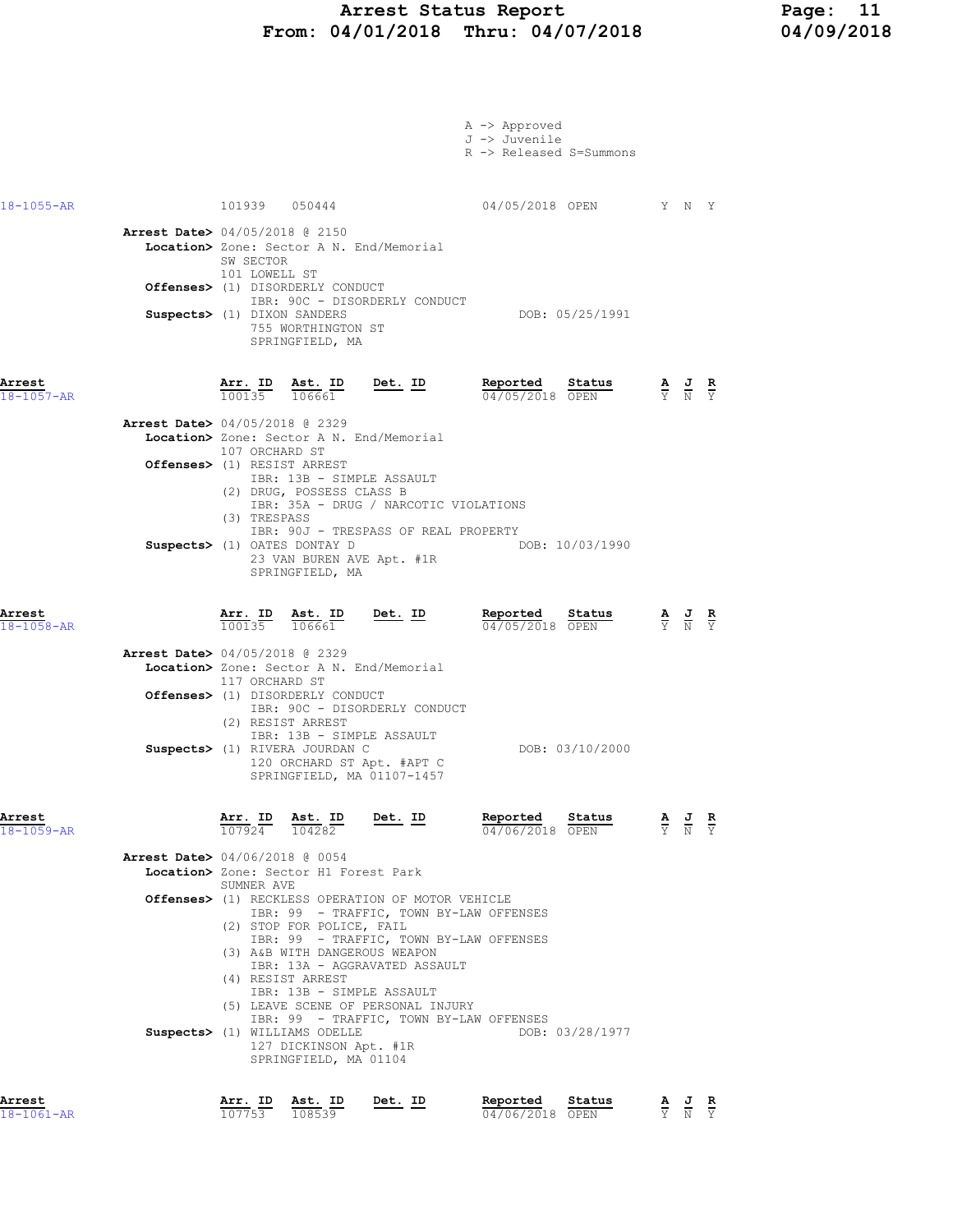# Arrest Status Report
## From: 04/01/2018 Thru: 04/07/2018

A -> Approved
J -> Juvenile
R -> Released S=Summons

| Arrest | Arr. ID | Ast. ID | Det. ID | Reported | Status | A | J | R |
|---|---|---|---|---|---|---|---|---|
| 18-1055-AR | 101939 | 050444 | | 04/05/2018 | OPEN | Y | N | Y |

**Arrest Date>** 04/05/2018 @ 2150
**Location>** Zone: Sector A N. End/Memorial
SW SECTOR
101 LOWELL ST
**Offenses>** (1) DISORDERLY CONDUCT
IBR: 90C - DISORDERLY CONDUCT
**Suspects>** (1) DIXON SANDERS — DOB: 05/25/1991
755 WORTHINGTON ST
SPRINGFIELD, MA

| Arrest | Arr. ID | Ast. ID | Det. ID | Reported | Status | A | J | R |
|---|---|---|---|---|---|---|---|---|
| 18-1057-AR | 100135 | 106661 | | 04/05/2018 | OPEN | Y | N | Y |

**Arrest Date>** 04/05/2018 @ 2329
**Location>** Zone: Sector A N. End/Memorial
107 ORCHARD ST
**Offenses>** (1) RESIST ARREST
IBR: 13B - SIMPLE ASSAULT
(2) DRUG, POSSESS CLASS B
IBR: 35A - DRUG / NARCOTIC VIOLATIONS
(3) TRESPASS
IBR: 90J - TRESPASS OF REAL PROPERTY
**Suspects>** (1) OATES DONTAY D — DOB: 10/03/1990
23 VAN BUREN AVE Apt. #1R
SPRINGFIELD, MA

| Arrest | Arr. ID | Ast. ID | Det. ID | Reported | Status | A | J | R |
|---|---|---|---|---|---|---|---|---|
| 18-1058-AR | 100135 | 106661 | | 04/05/2018 | OPEN | Y | N | Y |

**Arrest Date>** 04/05/2018 @ 2329
**Location>** Zone: Sector A N. End/Memorial
117 ORCHARD ST
**Offenses>** (1) DISORDERLY CONDUCT
IBR: 90C - DISORDERLY CONDUCT
(2) RESIST ARREST
IBR: 13B - SIMPLE ASSAULT
**Suspects>** (1) RIVERA JOURDAN C — DOB: 03/10/2000
120 ORCHARD ST Apt. #APT C
SPRINGFIELD, MA 01107-1457

| Arrest | Arr. ID | Ast. ID | Det. ID | Reported | Status | A | J | R |
|---|---|---|---|---|---|---|---|---|
| 18-1059-AR | 107924 | 104282 | | 04/06/2018 | OPEN | Y | N | Y |

**Arrest Date>** 04/06/2018 @ 0054
**Location>** Zone: Sector H1 Forest Park
SUMNER AVE
**Offenses>** (1) RECKLESS OPERATION OF MOTOR VEHICLE
IBR: 99 - TRAFFIC, TOWN BY-LAW OFFENSES
(2) STOP FOR POLICE, FAIL
IBR: 99 - TRAFFIC, TOWN BY-LAW OFFENSES
(3) A&B WITH DANGEROUS WEAPON
IBR: 13A - AGGRAVATED ASSAULT
(4) RESIST ARREST
IBR: 13B - SIMPLE ASSAULT
(5) LEAVE SCENE OF PERSONAL INJURY
IBR: 99 - TRAFFIC, TOWN BY-LAW OFFENSES
**Suspects>** (1) WILLIAMS ODELLE — DOB: 03/28/1977
127 DICKINSON Apt. #1R
SPRINGFIELD, MA 01104

| Arrest | Arr. ID | Ast. ID | Det. ID | Reported | Status | A | J | R |
|---|---|---|---|---|---|---|---|---|
| 18-1061-AR | 107753 | 108539 | | 04/06/2018 | OPEN | Y | N | Y |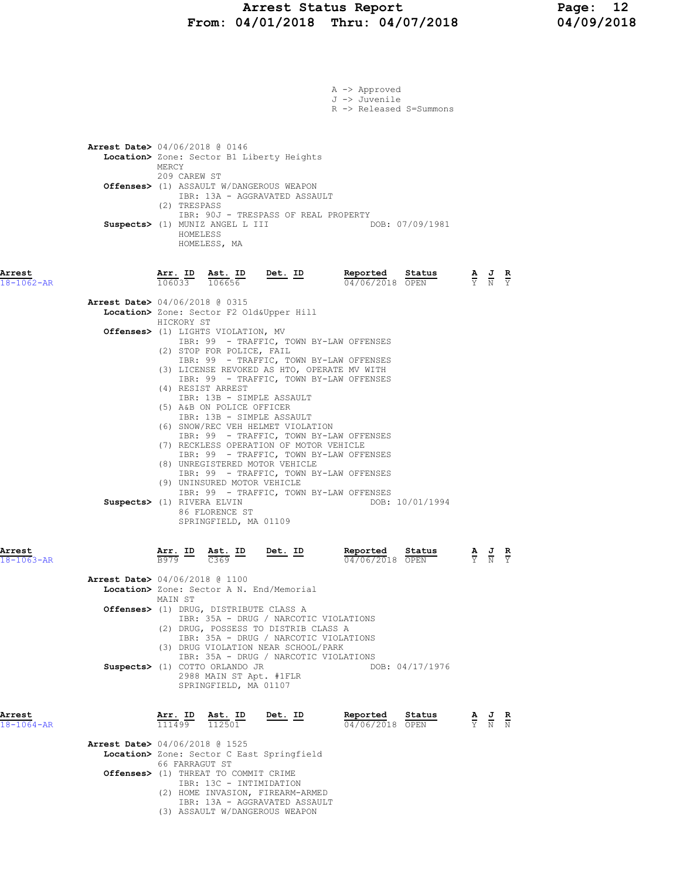A -> Approved
J -> Juvenile
R -> Released S=Summons

**Arrest Date>** 04/06/2018 @ 0146
**Location>** Zone: Sector B1 Liberty Heights
MERCY
209 CAREW ST
**Offenses>** (1) ASSAULT W/DANGEROUS WEAPON
IBR: 13A - AGGRAVATED ASSAULT
(2) TRESPASS
IBR: 90J - TRESPASS OF REAL PROPERTY
**Suspects>** (1) MUNIZ ANGEL L III — DOB: 07/09/1981
HOMELESS
HOMELESS, MA

| Arrest | Arr. ID | Ast. ID | Det. ID | Reported | Status | A | J | R |
|---|---|---|---|---|---|---|---|---|
| 18-1062-AR | 106033 | 106656 | | 04/06/2018 | OPEN | Y | N | Y |

**Arrest Date>** 04/06/2018 @ 0315
**Location>** Zone: Sector F2 Old&Upper Hill
HICKORY ST
**Offenses>** (1) LIGHTS VIOLATION, MV
IBR: 99 - TRAFFIC, TOWN BY-LAW OFFENSES
(2) STOP FOR POLICE, FAIL
IBR: 99 - TRAFFIC, TOWN BY-LAW OFFENSES
(3) LICENSE REVOKED AS HTO, OPERATE MV WITH
IBR: 99 - TRAFFIC, TOWN BY-LAW OFFENSES
(4) RESIST ARREST
IBR: 13B - SIMPLE ASSAULT
(5) A&B ON POLICE OFFICER
IBR: 13B - SIMPLE ASSAULT
(6) SNOW/REC VEH HELMET VIOLATION
IBR: 99 - TRAFFIC, TOWN BY-LAW OFFENSES
(7) RECKLESS OPERATION OF MOTOR VEHICLE
IBR: 99 - TRAFFIC, TOWN BY-LAW OFFENSES
(8) UNREGISTERED MOTOR VEHICLE
IBR: 99 - TRAFFIC, TOWN BY-LAW OFFENSES
(9) UNINSURED MOTOR VEHICLE
IBR: 99 - TRAFFIC, TOWN BY-LAW OFFENSES
**Suspects>** (1) RIVERA ELVIN — DOB: 10/01/1994
86 FLORENCE ST
SPRINGFIELD, MA 01109

| Arrest | Arr. ID | Ast. ID | Det. ID | Reported | Status | A | J | R |
|---|---|---|---|---|---|---|---|---|
| 18-1063-AR | B979 | C369 | | 04/06/2018 | OPEN | Y | N | Y |

**Arrest Date>** 04/06/2018 @ 1100
**Location>** Zone: Sector A N. End/Memorial
MAIN ST
**Offenses>** (1) DRUG, DISTRIBUTE CLASS A
IBR: 35A - DRUG / NARCOTIC VIOLATIONS
(2) DRUG, POSSESS TO DISTRIB CLASS A
IBR: 35A - DRUG / NARCOTIC VIOLATIONS
(3) DRUG VIOLATION NEAR SCHOOL/PARK
IBR: 35A - DRUG / NARCOTIC VIOLATIONS
**Suspects>** (1) COTTO ORLANDO JR — DOB: 04/17/1976
2988 MAIN ST Apt. #1FLR
SPRINGFIELD, MA 01107

| Arrest | Arr. ID | Ast. ID | Det. ID | Reported | Status | A | J | R |
|---|---|---|---|---|---|---|---|---|
| 18-1064-AR | 111499 | 112501 | | 04/06/2018 | OPEN | Y | N | N |

**Arrest Date>** 04/06/2018 @ 1525
**Location>** Zone: Sector C East Springfield
66 FARRAGUT ST
**Offenses>** (1) THREAT TO COMMIT CRIME
IBR: 13C - INTIMIDATION
(2) HOME INVASION, FIREARM-ARMED
IBR: 13A - AGGRAVATED ASSAULT
(3) ASSAULT W/DANGEROUS WEAPON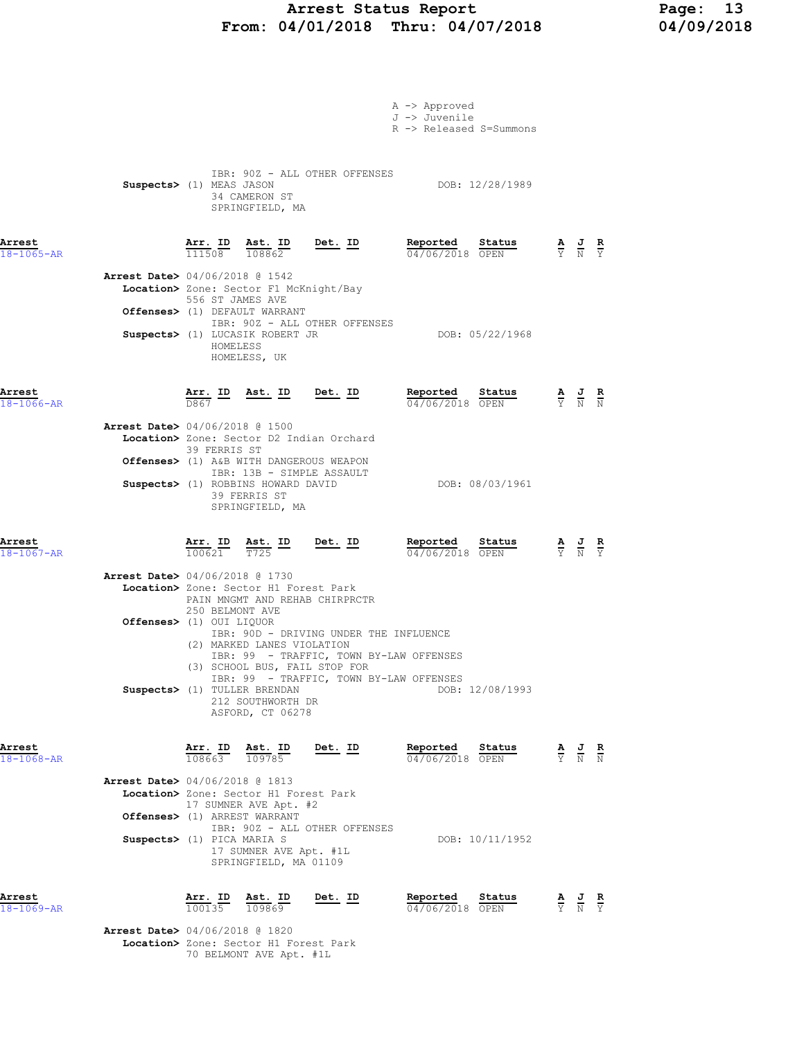A -> Approved
J -> Juvenile
R -> Released S=Summons

IBR: 90Z - ALL OTHER OFFENSES
**Suspects>** (1) MEAS JASON DOB: 12/28/1989
34 CAMERON ST
SPRINGFIELD, MA

---

**Arrest** 18-1065-AR

| Arr. ID | Ast. ID | Det. ID | Reported | Status | A | J | R |
|---|---|---|---|---|---|---|---|
| 111508 | 108862 | | 04/06/2018 | OPEN | Y | N | Y |

**Arrest Date>** 04/06/2018 @ 1542
**Location>** Zone: Sector F1 McKnight/Bay
556 ST JAMES AVE
**Offenses>** (1) DEFAULT WARRANT
IBR: 90Z - ALL OTHER OFFENSES
**Suspects>** (1) LUCASIK ROBERT JR DOB: 05/22/1968
HOMELESS
HOMELESS, UK

---

**Arrest** 18-1066-AR

| Arr. ID | Ast. ID | Det. ID | Reported | Status | A | J | R |
|---|---|---|---|---|---|---|---|
| D867 | | | 04/06/2018 | OPEN | Y | N | N |

**Arrest Date>** 04/06/2018 @ 1500
**Location>** Zone: Sector D2 Indian Orchard
39 FERRIS ST
**Offenses>** (1) A&B WITH DANGEROUS WEAPON
IBR: 13B - SIMPLE ASSAULT
**Suspects>** (1) ROBBINS HOWARD DAVID DOB: 08/03/1961
39 FERRIS ST
SPRINGFIELD, MA

---

**Arrest** 18-1067-AR

| Arr. ID | Ast. ID | Det. ID | Reported | Status | A | J | R |
|---|---|---|---|---|---|---|---|
| 100621 | T725 | | 04/06/2018 | OPEN | Y | N | Y |

**Arrest Date>** 04/06/2018 @ 1730
**Location>** Zone: Sector H1 Forest Park
PAIN MNGMT AND REHAB CHIRPRCTR
250 BELMONT AVE
**Offenses>** (1) OUI LIQUOR
IBR: 90D - DRIVING UNDER THE INFLUENCE
(2) MARKED LANES VIOLATION
IBR: 99 - TRAFFIC, TOWN BY-LAW OFFENSES
(3) SCHOOL BUS, FAIL STOP FOR
IBR: 99 - TRAFFIC, TOWN BY-LAW OFFENSES
**Suspects>** (1) TULLER BRENDAN DOB: 12/08/1993
212 SOUTHWORTH DR
ASFORD, CT 06278

---

**Arrest** 18-1068-AR

| Arr. ID | Ast. ID | Det. ID | Reported | Status | A | J | R |
|---|---|---|---|---|---|---|---|
| 108663 | 109785 | | 04/06/2018 | OPEN | Y | N | N |

**Arrest Date>** 04/06/2018 @ 1813
**Location>** Zone: Sector H1 Forest Park
17 SUMNER AVE Apt. #2
**Offenses>** (1) ARREST WARRANT
IBR: 90Z - ALL OTHER OFFENSES
**Suspects>** (1) PICA MARIA S DOB: 10/11/1952
17 SUMNER AVE Apt. #1L
SPRINGFIELD, MA 01109

---

**Arrest** 18-1069-AR

| Arr. ID | Ast. ID | Det. ID | Reported | Status | A | J | R |
|---|---|---|---|---|---|---|---|
| 100135 | 109869 | | 04/06/2018 | OPEN | Y | N | Y |

**Arrest Date>** 04/06/2018 @ 1820
**Location>** Zone: Sector H1 Forest Park
70 BELMONT AVE Apt. #1L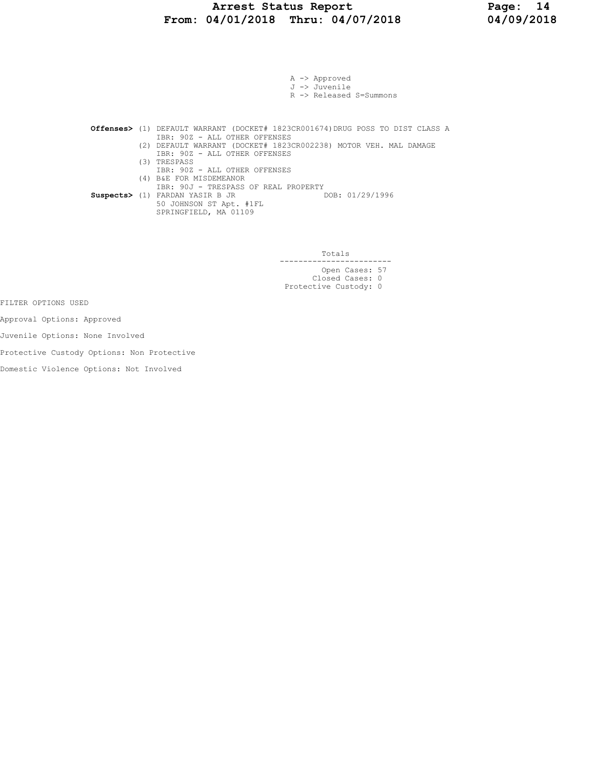A -> Approved
J -> Juvenile
R -> Released S=Summons

**Offenses>** (1) DEFAULT WARRANT (DOCKET# 1823CR001674)DRUG POSS TO DIST CLASS A
IBR: 90Z - ALL OTHER OFFENSES
(2) DEFAULT WARRANT (DOCKET# 1823CR002238) MOTOR VEH. MAL DAMAGE
IBR: 90Z - ALL OTHER OFFENSES
(3) TRESPASS
IBR: 90Z - ALL OTHER OFFENSES
(4) B&E FOR MISDEMEANOR
IBR: 90J - TRESPASS OF REAL PROPERTY

**Suspects>** (1) FARDAN YASIR B JR DOB: 01/29/1996
50 JOHNSON ST Apt. #1FL
SPRINGFIELD, MA 01109

Totals

Open Cases: 57
Closed Cases: 0
Protective Custody: 0

FILTER OPTIONS USED

Approval Options: Approved

Juvenile Options: None Involved

Protective Custody Options: Non Protective

Domestic Violence Options: Not Involved